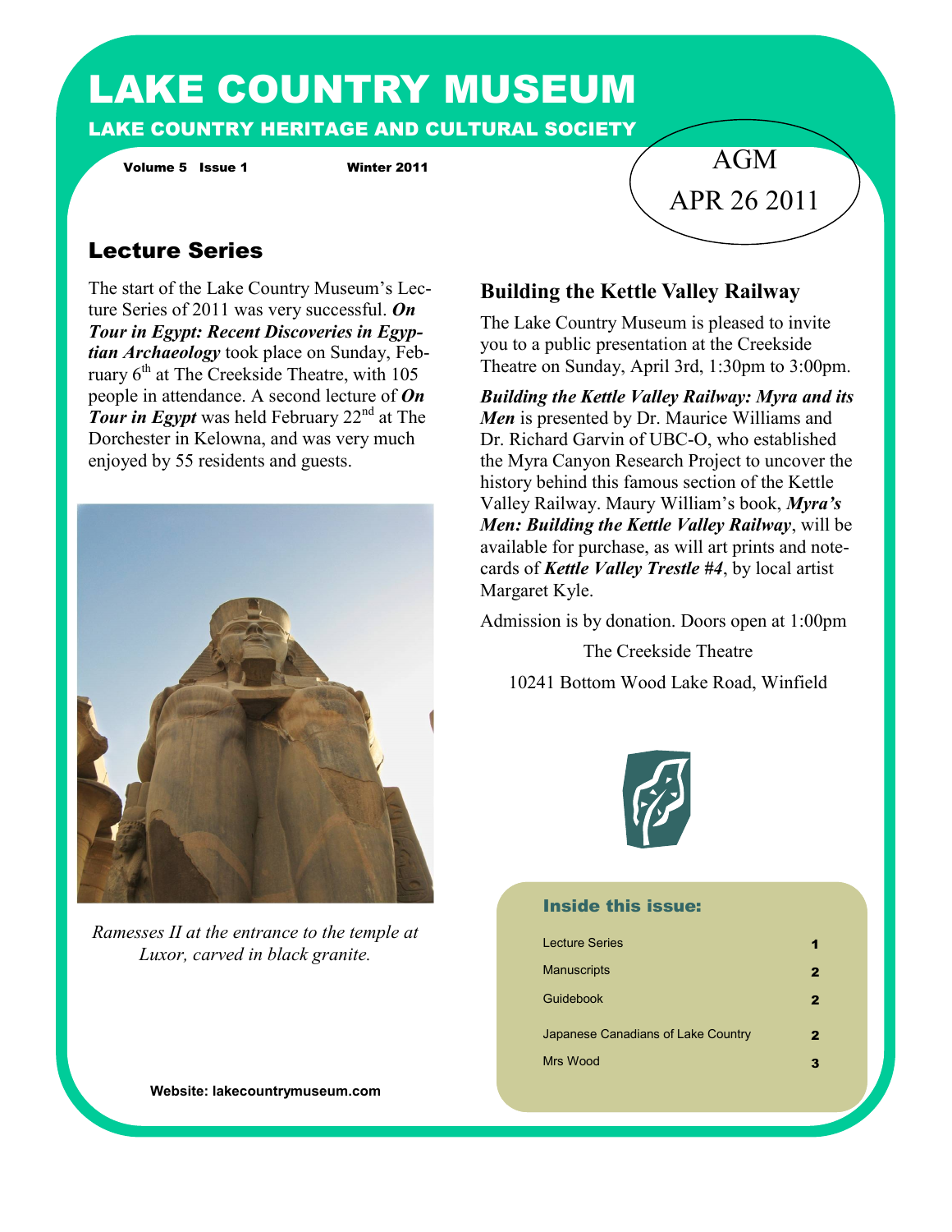# LAKE COUNTRY MUSEUM

**LAKE COUNTRY HERITAGE AND CULTURAL SOCIETY**

**Volume 5 Issue 1** **Winter 2011**

AGM
APR 26 2011

## Lecture Series

The start of the Lake Country Museum's Lecture Series of 2011 was very successful. ***On Tour in Egypt: Recent Discoveries in Egyptian Archaeology*** took place on Sunday, February 6th at The Creekside Theatre, with 105 people in attendance. A second lecture of ***On Tour in Egypt*** was held February 22nd at The Dorchester in Kelowna, and was very much enjoyed by 55 residents and guests.

*Ramesses II at the entrance to the temple at Luxor, carved in black granite.*

## Building the Kettle Valley Railway

The Lake Country Museum is pleased to invite you to a public presentation at the Creekside Theatre on Sunday, April 3rd, 1:30pm to 3:00pm.

***Building the Kettle Valley Railway: Myra and its Men*** is presented by Dr. Maurice Williams and Dr. Richard Garvin of UBC-O, who established the Myra Canyon Research Project to uncover the history behind this famous section of the Kettle Valley Railway. Maury William's book, ***Myra's Men: Building the Kettle Valley Railway***, will be available for purchase, as will art prints and notecards of ***Kettle Valley Trestle #4***, by local artist Margaret Kyle.

Admission is by donation. Doors open at 1:00pm

The Creekside Theatre

10241 Bottom Wood Lake Road, Winfield

### Inside this issue:

| | |
|---|---|
| Lecture Series | 1 |
| Manuscripts | 2 |
| Guidebook | 2 |
| Japanese Canadians of Lake Country | 2 |
| Mrs Wood | 3 |

**Website: lakecountrymuseum.com**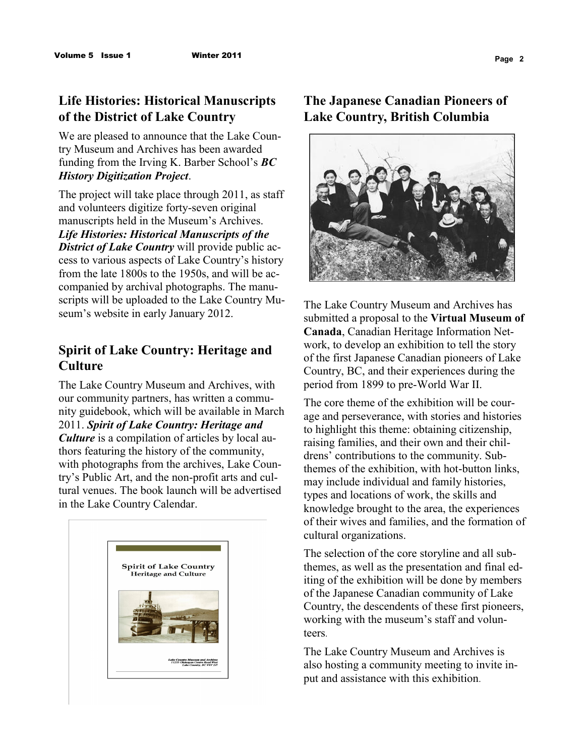## Life Histories: Historical Manuscripts of the District of Lake Country

We are pleased to announce that the Lake Country Museum and Archives has been awarded funding from the Irving K. Barber School's ***BC History Digitization Project***.

The project will take place through 2011, as staff and volunteers digitize forty-seven original manuscripts held in the Museum's Archives. ***Life Histories: Historical Manuscripts of the District of Lake Country*** will provide public access to various aspects of Lake Country's history from the late 1800s to the 1950s, and will be accompanied by archival photographs. The manuscripts will be uploaded to the Lake Country Museum's website in early January 2012.

## Spirit of Lake Country: Heritage and Culture

The Lake Country Museum and Archives, with our community partners, has written a community guidebook, which will be available in March 2011. ***Spirit of Lake Country: Heritage and Culture*** is a compilation of articles by local authors featuring the history of the community, with photographs from the archives, Lake Country's Public Art, and the non-profit arts and cultural venues. The book launch will be advertised in the Lake Country Calendar.

## The Japanese Canadian Pioneers of Lake Country, British Columbia

The Lake Country Museum and Archives has submitted a proposal to the **Virtual Museum of Canada**, Canadian Heritage Information Network, to develop an exhibition to tell the story of the first Japanese Canadian pioneers of Lake Country, BC, and their experiences during the period from 1899 to pre-World War II.

The core theme of the exhibition will be courage and perseverance, with stories and histories to highlight this theme: obtaining citizenship, raising families, and their own and their childrens' contributions to the community. Sub-themes of the exhibition, with hot-button links, may include individual and family histories, types and locations of work, the skills and knowledge brought to the area, the experiences of their wives and families, and the formation of cultural organizations.

The selection of the core storyline and all sub-themes, as well as the presentation and final editing of the exhibition will be done by members of the Japanese Canadian community of Lake Country, the descendents of these first pioneers, working with the museum's staff and volunteers.

The Lake Country Museum and Archives is also hosting a community meeting to invite input and assistance with this exhibition.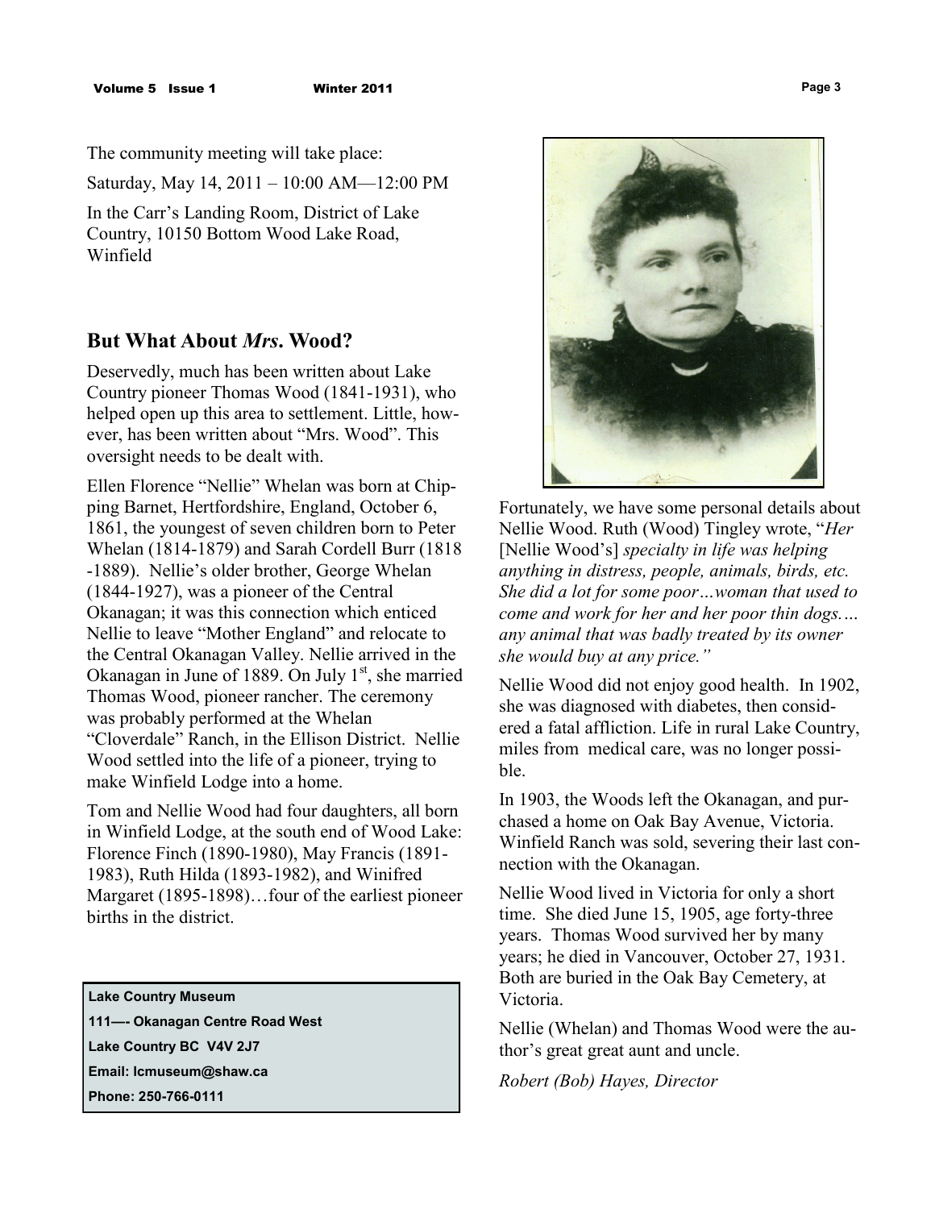The community meeting will take place:

Saturday, May 14, 2011 – 10:00 AM—12:00 PM

In the Carr's Landing Room, District of Lake Country, 10150 Bottom Wood Lake Road, Winfield

## But What About *Mrs.* Wood?

Deservedly, much has been written about Lake Country pioneer Thomas Wood (1841-1931), who helped open up this area to settlement. Little, however, has been written about "Mrs. Wood". This oversight needs to be dealt with.

Ellen Florence "Nellie" Whelan was born at Chipping Barnet, Hertfordshire, England, October 6, 1861, the youngest of seven children born to Peter Whelan (1814-1879) and Sarah Cordell Burr (1818-1889). Nellie's older brother, George Whelan (1844-1927), was a pioneer of the Central Okanagan; it was this connection which enticed Nellie to leave "Mother England" and relocate to the Central Okanagan Valley. Nellie arrived in the Okanagan in June of 1889. On July 1st, she married Thomas Wood, pioneer rancher. The ceremony was probably performed at the Whelan "Cloverdale" Ranch, in the Ellison District. Nellie Wood settled into the life of a pioneer, trying to make Winfield Lodge into a home.

Tom and Nellie Wood had four daughters, all born in Winfield Lodge, at the south end of Wood Lake: Florence Finch (1890-1980), May Francis (1891-1983), Ruth Hilda (1893-1982), and Winifred Margaret (1895-1898)…four of the earliest pioneer births in the district.

Fortunately, we have some personal details about Nellie Wood. Ruth (Wood) Tingley wrote, "*Her* [Nellie Wood's] *specialty in life was helping anything in distress, people, animals, birds, etc. She did a lot for some poor…woman that used to come and work for her and her poor thin dogs.… any animal that was badly treated by its owner she would buy at any price."*

Nellie Wood did not enjoy good health. In 1902, she was diagnosed with diabetes, then considered a fatal affliction. Life in rural Lake Country, miles from medical care, was no longer possible.

In 1903, the Woods left the Okanagan, and purchased a home on Oak Bay Avenue, Victoria. Winfield Ranch was sold, severing their last connection with the Okanagan.

Nellie Wood lived in Victoria for only a short time. She died June 15, 1905, age forty-three years. Thomas Wood survived her by many years; he died in Vancouver, October 27, 1931. Both are buried in the Oak Bay Cemetery, at Victoria.

Nellie (Whelan) and Thomas Wood were the author's great great aunt and uncle.

*Robert (Bob) Hayes, Director*

**Lake Country Museum**

**111—- Okanagan Centre Road West**

**Lake Country BC V4V 2J7**

**Email: lcmuseum@shaw.ca**

**Phone: 250-766-0111**